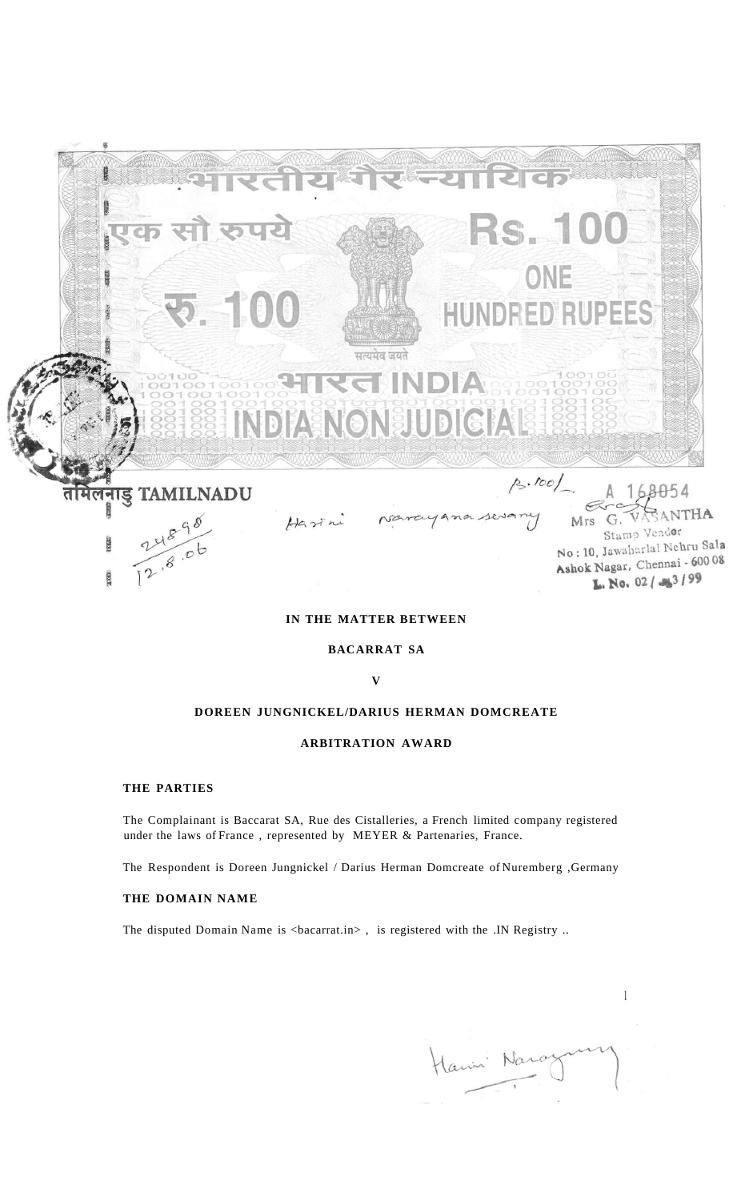भारतीय गैर न्यायिक

एक सौ रुपये Rs. 100

रु. 100 ONE HUNDRED RUPEES

सत्यमेव जयते

भारत INDIA

INDIA NON JUDICIAL

तमिलनाडु TAMILNADU

Rs. 100/-

A 168054

Harini Narayanaswamy

Mrs G. VASANTHA
Stamp Vendor
No : 10, Jawaharlal Nehru Salai
Ashok Nagar, Chennai - 600 083
L. No. 02 / 3 / 99

24898
12.8.06

**IN THE MATTER BETWEEN**

**BACARRAT SA**

**V**

**DOREEN JUNGNICKEL/DARIUS HERMAN DOMCREATE**

**ARBITRATION AWARD**

## THE PARTIES

The Complainant is Baccarat SA, Rue des Cistalleries, a French limited company registered under the laws of France , represented by MEYER & Partenaries, France.

The Respondent is Doreen Jungnickel / Darius Herman Domcreate of Nuremberg ,Germany

## THE DOMAIN NAME

The disputed Domain Name is <bacarrat.in> , is registered with the .IN Registry ..

Harini Narayanswamy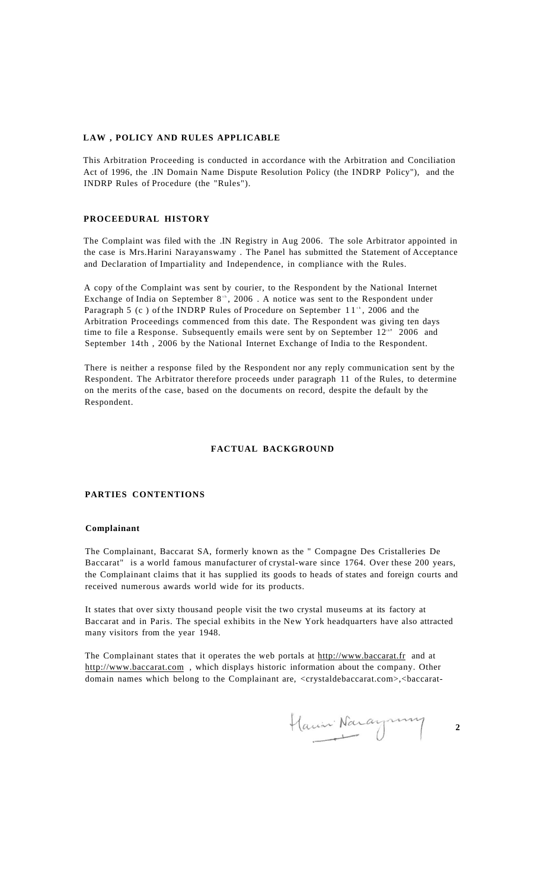## LAW , POLICY AND RULES APPLICABLE

This Arbitration Proceeding is conducted in accordance with the Arbitration and Conciliation Act of 1996, the .IN Domain Name Dispute Resolution Policy (the INDRP Policy"), and the INDRP Rules of Procedure (the "Rules").

## PROCEDURAL HISTORY

The Complaint was filed with the .IN Registry in Aug 2006. The sole Arbitrator appointed in the case is Mrs.Harini Narayanswamy . The Panel has submitted the Statement of Acceptance and Declaration of Impartiality and Independence, in compliance with the Rules.

A copy of the Complaint was sent by courier, to the Respondent by the National Internet Exchange of India on September 8th, 2006 . A notice was sent to the Respondent under Paragraph 5 (c ) of the INDRP Rules of Procedure on September 11th, 2006 and the Arbitration Proceedings commenced from this date. The Respondent was giving ten days time to file a Response. Subsequently emails were sent by on September 12th 2006 and September 14th , 2006 by the National Internet Exchange of India to the Respondent.

There is neither a response filed by the Respondent nor any reply communication sent by the Respondent. The Arbitrator therefore proceeds under paragraph 11 of the Rules, to determine on the merits of the case, based on the documents on record, despite the default by the Respondent.

## FACTUAL BACKGROUND

## PARTIES CONTENTIONS

### Complainant

The Complainant, Baccarat SA, formerly known as the " Compagne Des Cristalleries De Baccarat" is a world famous manufacturer of crystal-ware since 1764. Over these 200 years, the Complainant claims that it has supplied its goods to heads of states and foreign courts and received numerous awards world wide for its products.

It states that over sixty thousand people visit the two crystal museums at its factory at Baccarat and in Paris. The special exhibits in the New York headquarters have also attracted many visitors from the year 1948.

The Complainant states that it operates the web portals at http://www.baccarat.fr and at http://www.baccarat.com , which displays historic information about the company. Other domain names which belong to the Complainant are, <crystaldebaccarat.com>,<baccarat-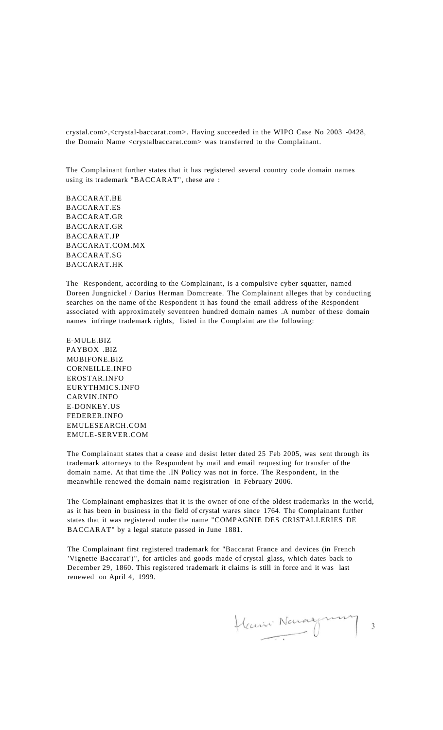crystal.com>,<crystal-baccarat.com>. Having succeeded in the WIPO Case No 2003 -0428, the Domain Name <crystalbaccarat.com> was transferred to the Complainant.

The Complainant further states that it has registered several country code domain names using its trademark "BACCARAT", these are :

BACCARAT.BE
BACCARAT.ES
BACCARAT.GR
BACCARAT.GR
BACCARAT.JP
BACCARAT.COM.MX
BACCARAT.SG
BACCARAT.HK

The Respondent, according to the Complainant, is a compulsive cyber squatter, named Doreen Jungnickel / Darius Herman Domcreate. The Complainant alleges that by conducting searches on the name of the Respondent it has found the email address of the Respondent associated with approximately seventeen hundred domain names .A number of these domain names infringe trademark rights, listed in the Complaint are the following:

E-MULE.BIZ
PAYBOX .BIZ
MOBIFONE.BIZ
CORNEILLE.INFO
EROSTAR.INFO
EURYTHMICS.INFO
CARVIN.INFO
E-DONKEY.US
FEDERER.INFO
EMULESEARCH.COM
EMULE-SERVER.COM

The Complainant states that a cease and desist letter dated 25 Feb 2005, was sent through its trademark attorneys to the Respondent by mail and email requesting for transfer of the domain name. At that time the .IN Policy was not in force. The Respondent, in the meanwhile renewed the domain name registration in February 2006.

The Complainant emphasizes that it is the owner of one of the oldest trademarks in the world, as it has been in business in the field of crystal wares since 1764. The Complainant further states that it was registered under the name "COMPAGNIE DES CRISTALLERIES DE BACCARAT" by a legal statute passed in June 1881.

The Complainant first registered trademark for "Baccarat France and devices (in French 'Vignette Baccarat')", for articles and goods made of crystal glass, which dates back to December 29, 1860. This registered trademark it claims is still in force and it was last renewed on April 4, 1999.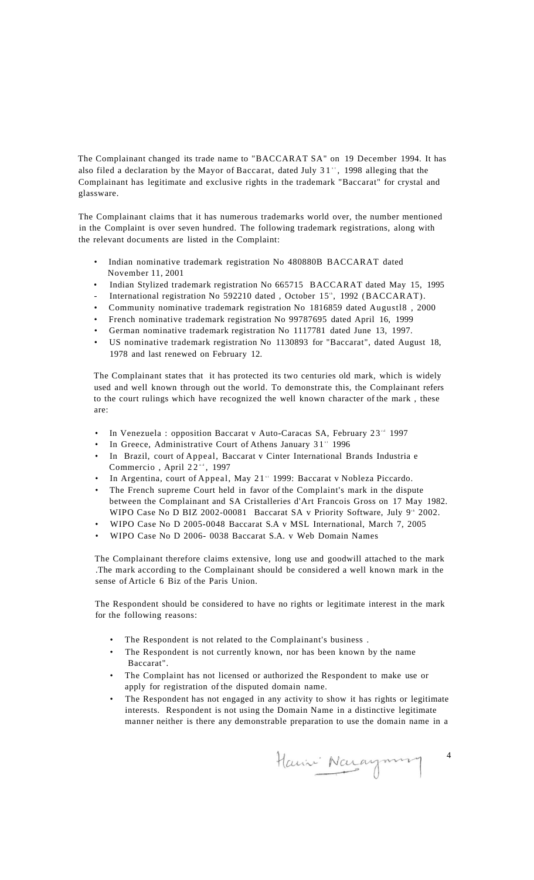The Complainant changed its trade name to "BACCARAT SA" on 19 December 1994. It has also filed a declaration by the Mayor of Baccarat, dated July 31st, 1998 alleging that the Complainant has legitimate and exclusive rights in the trademark "Baccarat" for crystal and glassware.

The Complainant claims that it has numerous trademarks world over, the number mentioned in the Complaint is over seven hundred. The following trademark registrations, along with the relevant documents are listed in the Complaint:

- Indian nominative trademark registration No 480880B BACCARAT dated November 11, 2001
- Indian Stylized trademark registration No 665715 BACCARAT dated May 15, 1995
- International registration No 592210 dated , October 15th, 1992 (BACCARAT).
- Community nominative trademark registration No 1816859 dated Augustl8 , 2000
- French nominative trademark registration No 99787695 dated April 16, 1999
- German nominative trademark registration No 1117781 dated June 13, 1997.
- US nominative trademark registration No 1130893 for "Baccarat", dated August 18, 1978 and last renewed on February 12.

The Complainant states that it has protected its two centuries old mark, which is widely used and well known through out the world. To demonstrate this, the Complainant refers to the court rulings which have recognized the well known character of the mark , these are:

- In Venezuela : opposition Baccarat v Auto-Caracas SA, February 23rd 1997
- In Greece, Administrative Court of Athens January 31st 1996
- In Brazil, court of Appeal, Baccarat v Cinter International Brands Industria e Commercio , April 22nd, 1997
- In Argentina, court of Appeal, May 21st 1999: Baccarat v Nobleza Piccardo.
- The French supreme Court held in favor of the Complaint's mark in the dispute between the Complainant and SA Cristalleries d'Art Francois Gross on 17 May 1982. WIPO Case No D BIZ 2002-00081 Baccarat SA v Priority Software, July 9th 2002.
- WIPO Case No D 2005-0048 Baccarat S.A v MSL International, March 7, 2005
- WIPO Case No D 2006- 0038 Baccarat S.A. v Web Domain Names

The Complainant therefore claims extensive, long use and goodwill attached to the mark .The mark according to the Complainant should be considered a well known mark in the sense of Article 6 Biz of the Paris Union.

The Respondent should be considered to have no rights or legitimate interest in the mark for the following reasons:

- The Respondent is not related to the Complainant's business .
- The Respondent is not currently known, nor has been known by the name Baccarat".
- The Complaint has not licensed or authorized the Respondent to make use or apply for registration of the disputed domain name.
- The Respondent has not engaged in any activity to show it has rights or legitimate interests. Respondent is not using the Domain Name in a distinctive legitimate manner neither is there any demonstrable preparation to use the domain name in a

Harini Narayanswamy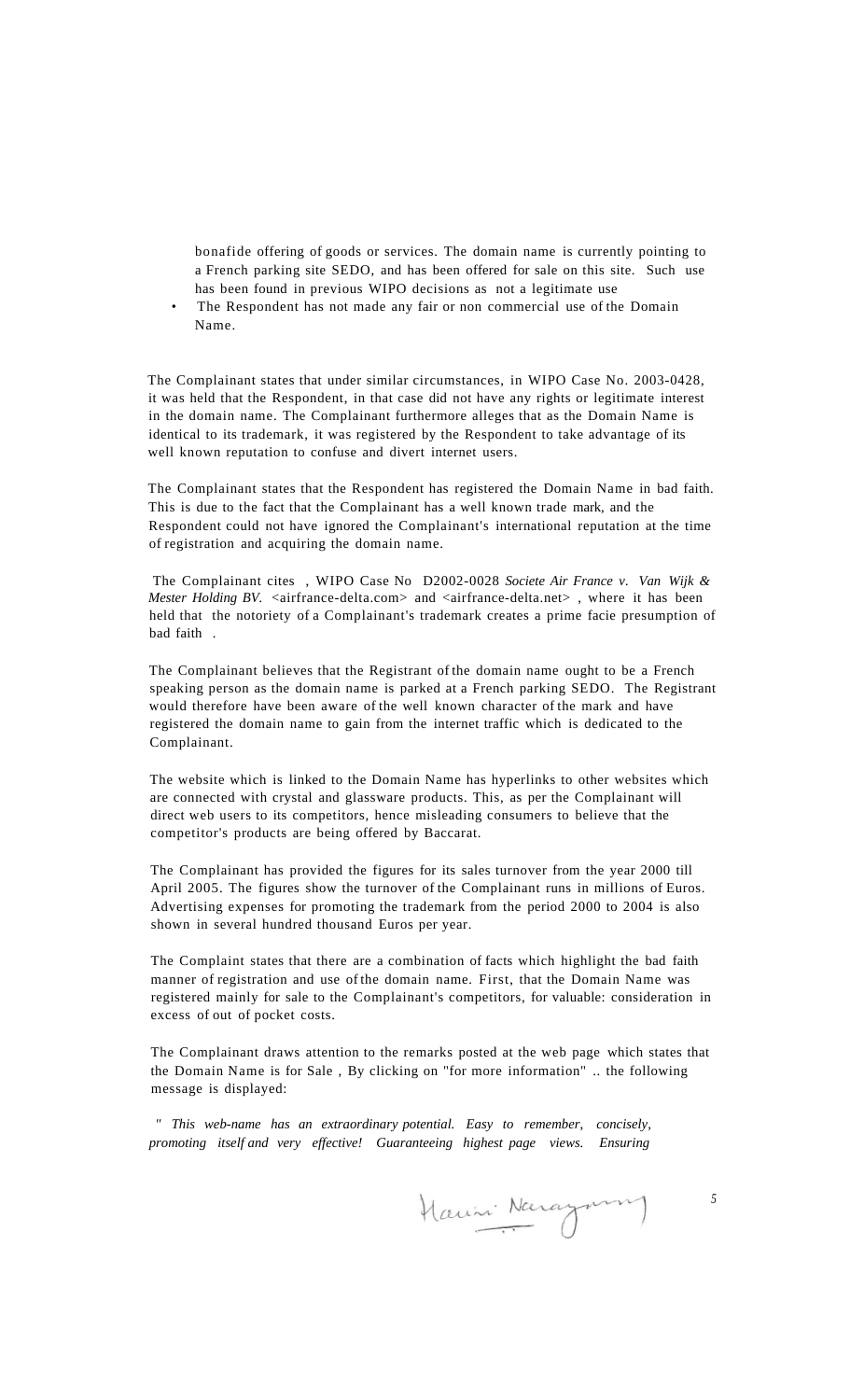bonafide offering of goods or services. The domain name is currently pointing to a French parking site SEDO, and has been offered for sale on this site. Such use has been found in previous WIPO decisions as not a legitimate use

- The Respondent has not made any fair or non commercial use of the Domain Name.

The Complainant states that under similar circumstances, in WIPO Case No. 2003-0428, it was held that the Respondent, in that case did not have any rights or legitimate interest in the domain name. The Complainant furthermore alleges that as the Domain Name is identical to its trademark, it was registered by the Respondent to take advantage of its well known reputation to confuse and divert internet users.

The Complainant states that the Respondent has registered the Domain Name in bad faith. This is due to the fact that the Complainant has a well known trade mark, and the Respondent could not have ignored the Complainant's international reputation at the time of registration and acquiring the domain name.

The Complainant cites , WIPO Case No D2002-0028 *Societe Air France v. Van Wijk & Mester Holding BV.* <airfrance-delta.com> and <airfrance-delta.net> , where it has been held that the notoriety of a Complainant's trademark creates a prime facie presumption of bad faith .

The Complainant believes that the Registrant of the domain name ought to be a French speaking person as the domain name is parked at a French parking SEDO. The Registrant would therefore have been aware of the well known character of the mark and have registered the domain name to gain from the internet traffic which is dedicated to the Complainant.

The website which is linked to the Domain Name has hyperlinks to other websites which are connected with crystal and glassware products. This, as per the Complainant will direct web users to its competitors, hence misleading consumers to believe that the competitor's products are being offered by Baccarat.

The Complainant has provided the figures for its sales turnover from the year 2000 till April 2005. The figures show the turnover of the Complainant runs in millions of Euros. Advertising expenses for promoting the trademark from the period 2000 to 2004 is also shown in several hundred thousand Euros per year.

The Complaint states that there are a combination of facts which highlight the bad faith manner of registration and use of the domain name. First, that the Domain Name was registered mainly for sale to the Complainant's competitors, for valuable: consideration in excess of out of pocket costs.

The Complainant draws attention to the remarks posted at the web page which states that the Domain Name is for Sale , By clicking on "for more information" .. the following message is displayed:

*" This web-name has an extraordinary potential. Easy to remember, concisely, promoting itself and very effective! Guaranteeing highest page views. Ensuring*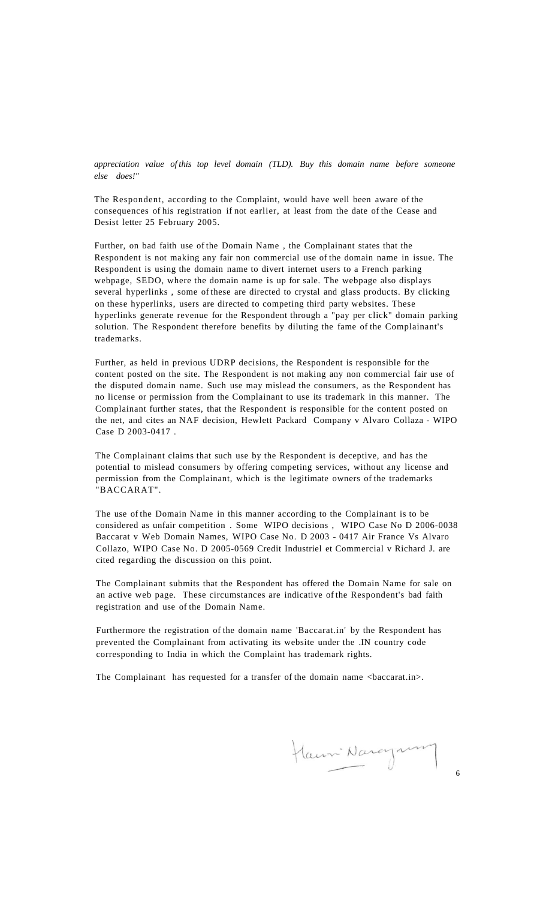*appreciation value of this top level domain (TLD). Buy this domain name before someone else does!"*

The Respondent, according to the Complaint, would have well been aware of the consequences of his registration if not earlier, at least from the date of the Cease and Desist letter 25 February 2005.

Further, on bad faith use of the Domain Name , the Complainant states that the Respondent is not making any fair non commercial use of the domain name in issue. The Respondent is using the domain name to divert internet users to a French parking webpage, SEDO, where the domain name is up for sale. The webpage also displays several hyperlinks , some of these are directed to crystal and glass products. By clicking on these hyperlinks, users are directed to competing third party websites. These hyperlinks generate revenue for the Respondent through a "pay per click" domain parking solution. The Respondent therefore benefits by diluting the fame of the Complainant's trademarks.

Further, as held in previous UDRP decisions, the Respondent is responsible for the content posted on the site. The Respondent is not making any non commercial fair use of the disputed domain name. Such use may mislead the consumers, as the Respondent has no license or permission from the Complainant to use its trademark in this manner. The Complainant further states, that the Respondent is responsible for the content posted on the net, and cites an NAF decision, Hewlett Packard Company v Alvaro Collaza - WIPO Case D 2003-0417 .

The Complainant claims that such use by the Respondent is deceptive, and has the potential to mislead consumers by offering competing services, without any license and permission from the Complainant, which is the legitimate owners of the trademarks "BACCARAT".

The use of the Domain Name in this manner according to the Complainant is to be considered as unfair competition . Some WIPO decisions , WIPO Case No D 2006-0038 Baccarat v Web Domain Names, WIPO Case No. D 2003 - 0417 Air France Vs Alvaro Collazo, WIPO Case No. D 2005-0569 Credit Industriel et Commercial v Richard J. are cited regarding the discussion on this point.

The Complainant submits that the Respondent has offered the Domain Name for sale on an active web page. These circumstances are indicative of the Respondent's bad faith registration and use of the Domain Name.

Furthermore the registration of the domain name 'Baccarat.in' by the Respondent has prevented the Complainant from activating its website under the .IN country code corresponding to India in which the Complaint has trademark rights.

The Complainant has requested for a transfer of the domain name <baccarat.in>.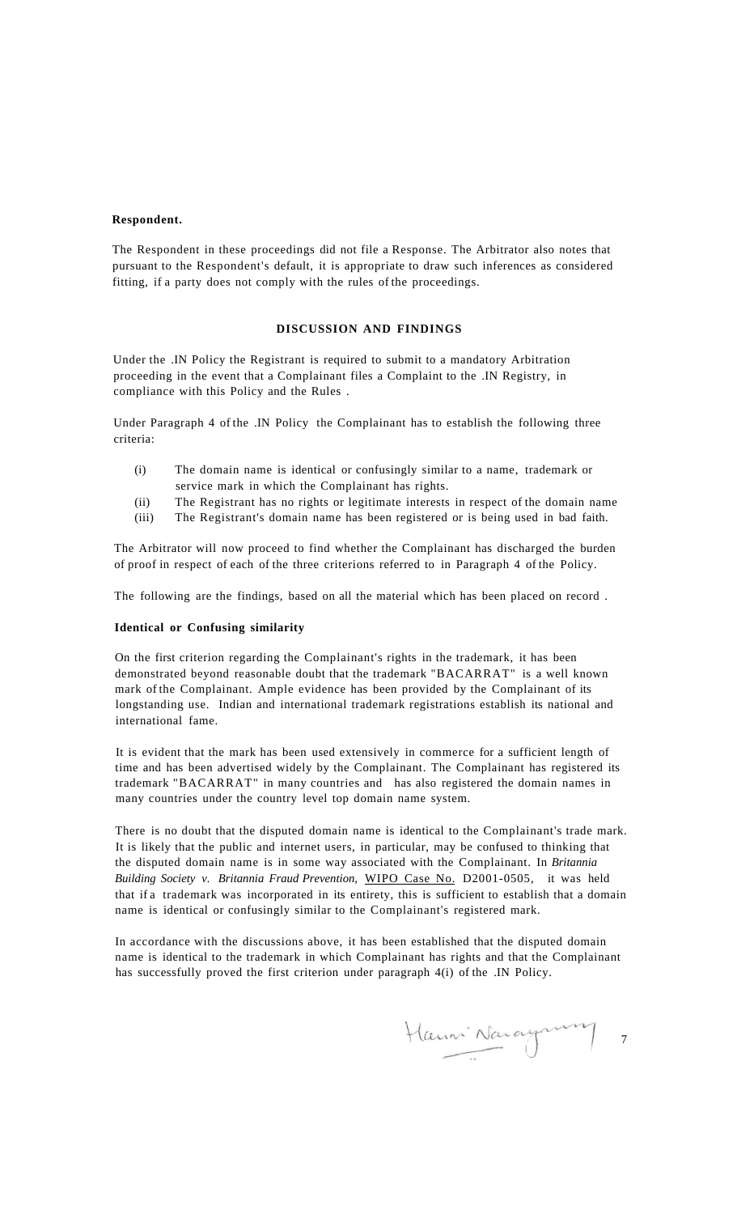**Respondent.**

The Respondent in these proceedings did not file a Response. The Arbitrator also notes that pursuant to the Respondent's default, it is appropriate to draw such inferences as considered fitting, if a party does not comply with the rules of the proceedings.

## DISCUSSION AND FINDINGS

Under the .IN Policy the Registrant is required to submit to a mandatory Arbitration proceeding in the event that a Complainant files a Complaint to the .IN Registry, in compliance with this Policy and the Rules .

Under Paragraph 4 of the .IN Policy the Complainant has to establish the following three criteria:

(i) The domain name is identical or confusingly similar to a name, trademark or service mark in which the Complainant has rights.

(ii) The Registrant has no rights or legitimate interests in respect of the domain name

(iii) The Registrant's domain name has been registered or is being used in bad faith.

The Arbitrator will now proceed to find whether the Complainant has discharged the burden of proof in respect of each of the three criterions referred to in Paragraph 4 of the Policy.

The following are the findings, based on all the material which has been placed on record .

**Identical or Confusing similarity**

On the first criterion regarding the Complainant's rights in the trademark, it has been demonstrated beyond reasonable doubt that the trademark "BACARRAT" is a well known mark of the Complainant. Ample evidence has been provided by the Complainant of its longstanding use. Indian and international trademark registrations establish its national and international fame.

It is evident that the mark has been used extensively in commerce for a sufficient length of time and has been advertised widely by the Complainant. The Complainant has registered its trademark "BACARRAT" in many countries and has also registered the domain names in many countries under the country level top domain name system.

There is no doubt that the disputed domain name is identical to the Complainant's trade mark. It is likely that the public and internet users, in particular, may be confused to thinking that the disputed domain name is in some way associated with the Complainant. In *Britannia Building Society v. Britannia Fraud Prevention,* WIPO Case No. D2001-0505, it was held that if a trademark was incorporated in its entirety, this is sufficient to establish that a domain name is identical or confusingly similar to the Complainant's registered mark.

In accordance with the discussions above, it has been established that the disputed domain name is identical to the trademark in which Complainant has rights and that the Complainant has successfully proved the first criterion under paragraph 4(i) of the .IN Policy.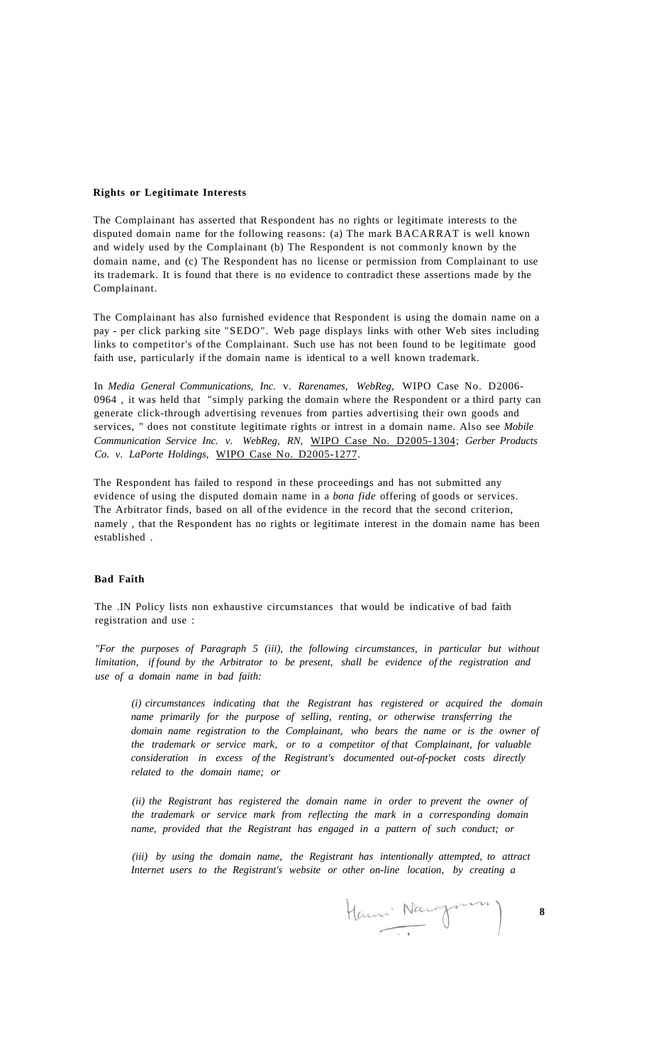**Rights or Legitimate Interests**

The Complainant has asserted that Respondent has no rights or legitimate interests to the disputed domain name for the following reasons: (a) The mark BACARRAT is well known and widely used by the Complainant (b) The Respondent is not commonly known by the domain name, and (c) The Respondent has no license or permission from Complainant to use its trademark. It is found that there is no evidence to contradict these assertions made by the Complainant.

The Complainant has also furnished evidence that Respondent is using the domain name on a pay - per click parking site "SEDO". Web page displays links with other Web sites including links to competitor's of the Complainant. Such use has not been found to be legitimate good faith use, particularly if the domain name is identical to a well known trademark.

In *Media General Communications, Inc.* v. *Rarenames, WebReg,* WIPO Case No. D2006-0964 , it was held that "simply parking the domain where the Respondent or a third party can generate click-through advertising revenues from parties advertising their own goods and services, " does not constitute legitimate rights or intrest in a domain name. Also see *Mobile Communication Service Inc. v. WebReg, RN,* WIPO Case No. D2005-1304; *Gerber Products Co. v. LaPorte Holdings,* WIPO Case No. D2005-1277.

The Respondent has failed to respond in these proceedings and has not submitted any evidence of using the disputed domain name in a *bona fide* offering of goods or services. The Arbitrator finds, based on all of the evidence in the record that the second criterion, namely , that the Respondent has no rights or legitimate interest in the domain name has been established .

**Bad Faith**

The .IN Policy lists non exhaustive circumstances that would be indicative of bad faith registration and use :

*"For the purposes of Paragraph 5 (iii), the following circumstances, in particular but without limitation, if found by the Arbitrator to be present, shall be evidence of the registration and use of a domain name in bad faith:*

> *(i) circumstances indicating that the Registrant has registered or acquired the domain name primarily for the purpose of selling, renting, or otherwise transferring the domain name registration to the Complainant, who bears the name or is the owner of the trademark or service mark, or to a competitor of that Complainant, for valuable consideration in excess of the Registrant's documented out-of-pocket costs directly related to the domain name; or*
>
> *(ii) the Registrant has registered the domain name in order to prevent the owner of the trademark or service mark from reflecting the mark in a corresponding domain name, provided that the Registrant has engaged in a pattern of such conduct; or*
>
> *(iii) by using the domain name, the Registrant has intentionally attempted, to attract Internet users to the Registrant's website or other on-line location, by creating a*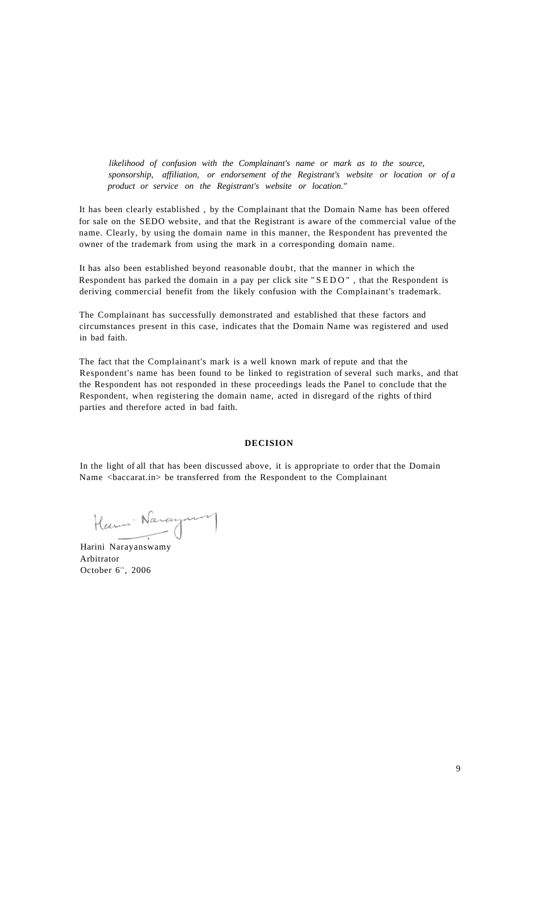*likelihood of confusion with the Complainant's name or mark as to the source, sponsorship, affiliation, or endorsement of the Registrant's website or location or of a product or service on the Registrant's website or location."*

It has been clearly established , by the Complainant that the Domain Name has been offered for sale on the SEDO website, and that the Registrant is aware of the commercial value of the name. Clearly, by using the domain name in this manner, the Respondent has prevented the owner of the trademark from using the mark in a corresponding domain name.

It has also been established beyond reasonable doubt, that the manner in which the Respondent has parked the domain in a pay per click site "SEDO" , that the Respondent is deriving commercial benefit from the likely confusion with the Complainant's trademark.

The Complainant has successfully demonstrated and established that these factors and circumstances present in this case, indicates that the Domain Name was registered and used in bad faith.

The fact that the Complainant's mark is a well known mark of repute and that the Respondent's name has been found to be linked to registration of several such marks, and that the Respondent has not responded in these proceedings leads the Panel to conclude that the Respondent, when registering the domain name, acted in disregard of the rights of third parties and therefore acted in bad faith.

**DECISION**

In the light of all that has been discussed above, it is appropriate to order that the Domain Name <baccarat.in> be transferred from the Respondent to the Complainant

Harini Narayanswamy
Arbitrator
October 6th, 2006